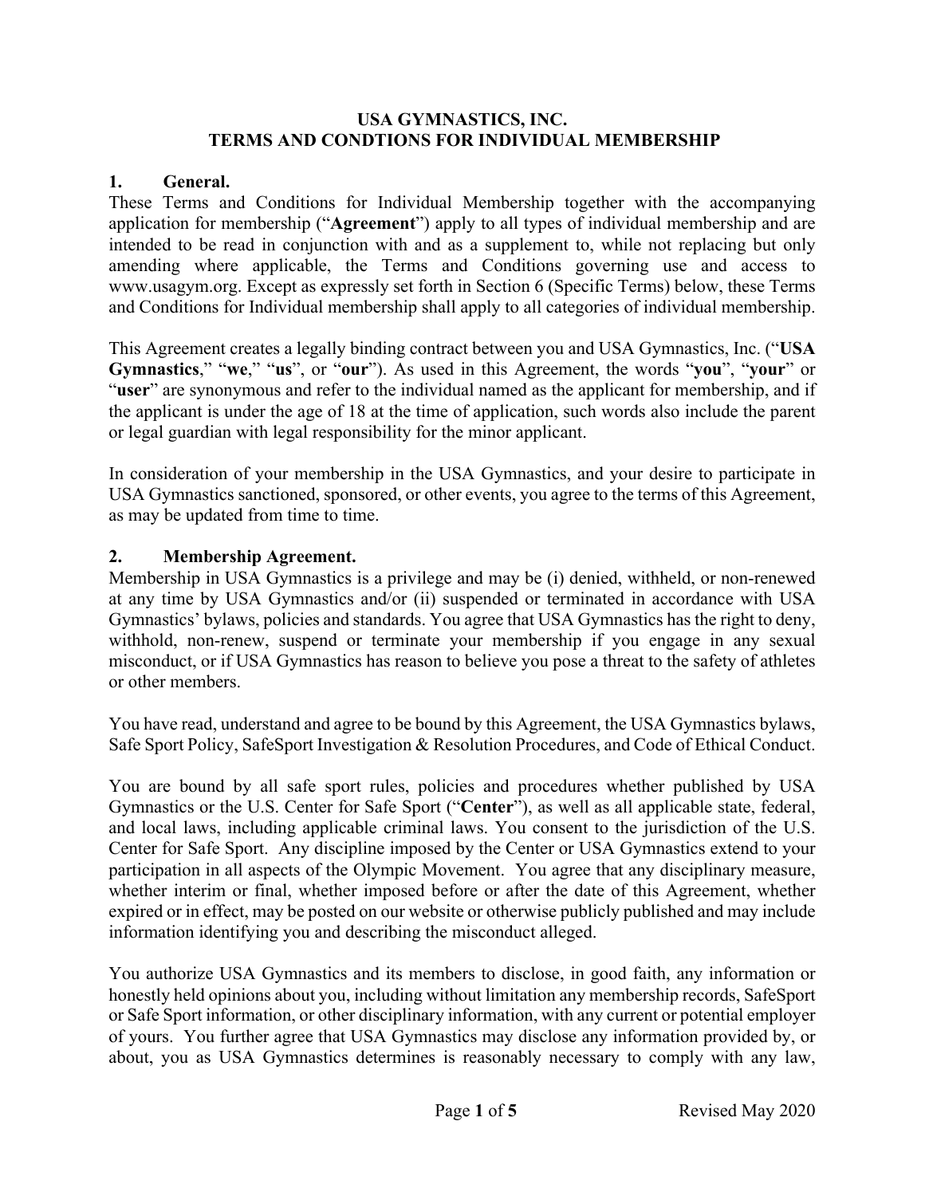# USA GYMNASTICS, INC.
# TERMS AND CONDTIONS FOR INDIVIDUAL MEMBERSHIP

## 1. General.

These Terms and Conditions for Individual Membership together with the accompanying application for membership ("**Agreement**") apply to all types of individual membership and are intended to be read in conjunction with and as a supplement to, while not replacing but only amending where applicable, the Terms and Conditions governing use and access to www.usagym.org. Except as expressly set forth in Section 6 (Specific Terms) below, these Terms and Conditions for Individual membership shall apply to all categories of individual membership.

This Agreement creates a legally binding contract between you and USA Gymnastics, Inc. ("**USA Gymnastics**," "**we**," "**us**", or "**our**"). As used in this Agreement, the words "**you**", "**your**" or "**user**" are synonymous and refer to the individual named as the applicant for membership, and if the applicant is under the age of 18 at the time of application, such words also include the parent or legal guardian with legal responsibility for the minor applicant.

In consideration of your membership in the USA Gymnastics, and your desire to participate in USA Gymnastics sanctioned, sponsored, or other events, you agree to the terms of this Agreement, as may be updated from time to time.

## 2. Membership Agreement.

Membership in USA Gymnastics is a privilege and may be (i) denied, withheld, or non-renewed at any time by USA Gymnastics and/or (ii) suspended or terminated in accordance with USA Gymnastics' bylaws, policies and standards. You agree that USA Gymnastics has the right to deny, withhold, non-renew, suspend or terminate your membership if you engage in any sexual misconduct, or if USA Gymnastics has reason to believe you pose a threat to the safety of athletes or other members.

You have read, understand and agree to be bound by this Agreement, the USA Gymnastics bylaws, Safe Sport Policy, SafeSport Investigation & Resolution Procedures, and Code of Ethical Conduct.

You are bound by all safe sport rules, policies and procedures whether published by USA Gymnastics or the U.S. Center for Safe Sport ("**Center**"), as well as all applicable state, federal, and local laws, including applicable criminal laws. You consent to the jurisdiction of the U.S. Center for Safe Sport. Any discipline imposed by the Center or USA Gymnastics extend to your participation in all aspects of the Olympic Movement. You agree that any disciplinary measure, whether interim or final, whether imposed before or after the date of this Agreement, whether expired or in effect, may be posted on our website or otherwise publicly published and may include information identifying you and describing the misconduct alleged.

You authorize USA Gymnastics and its members to disclose, in good faith, any information or honestly held opinions about you, including without limitation any membership records, SafeSport or Safe Sport information, or other disciplinary information, with any current or potential employer of yours. You further agree that USA Gymnastics may disclose any information provided by, or about, you as USA Gymnastics determines is reasonably necessary to comply with any law,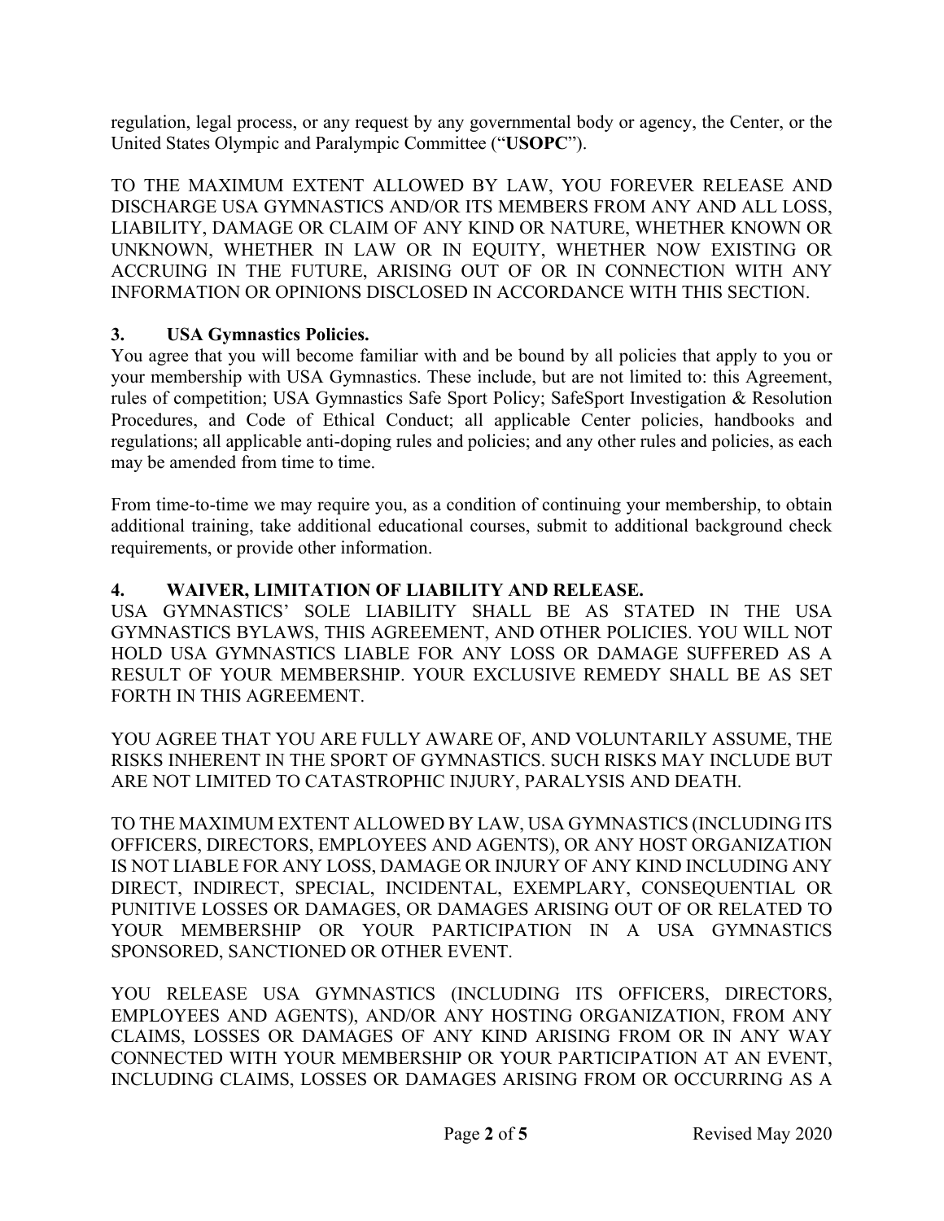regulation, legal process, or any request by any governmental body or agency, the Center, or the United States Olympic and Paralympic Committee ("**USOPC**").

TO THE MAXIMUM EXTENT ALLOWED BY LAW, YOU FOREVER RELEASE AND DISCHARGE USA GYMNASTICS AND/OR ITS MEMBERS FROM ANY AND ALL LOSS, LIABILITY, DAMAGE OR CLAIM OF ANY KIND OR NATURE, WHETHER KNOWN OR UNKNOWN, WHETHER IN LAW OR IN EQUITY, WHETHER NOW EXISTING OR ACCRUING IN THE FUTURE, ARISING OUT OF OR IN CONNECTION WITH ANY INFORMATION OR OPINIONS DISCLOSED IN ACCORDANCE WITH THIS SECTION.

### 3. USA Gymnastics Policies.

You agree that you will become familiar with and be bound by all policies that apply to you or your membership with USA Gymnastics. These include, but are not limited to: this Agreement, rules of competition; USA Gymnastics Safe Sport Policy; SafeSport Investigation & Resolution Procedures, and Code of Ethical Conduct; all applicable Center policies, handbooks and regulations; all applicable anti-doping rules and policies; and any other rules and policies, as each may be amended from time to time.

From time-to-time we may require you, as a condition of continuing your membership, to obtain additional training, take additional educational courses, submit to additional background check requirements, or provide other information.

### 4. WAIVER, LIMITATION OF LIABILITY AND RELEASE.

USA GYMNASTICS' SOLE LIABILITY SHALL BE AS STATED IN THE USA GYMNASTICS BYLAWS, THIS AGREEMENT, AND OTHER POLICIES. YOU WILL NOT HOLD USA GYMNASTICS LIABLE FOR ANY LOSS OR DAMAGE SUFFERED AS A RESULT OF YOUR MEMBERSHIP. YOUR EXCLUSIVE REMEDY SHALL BE AS SET FORTH IN THIS AGREEMENT.

YOU AGREE THAT YOU ARE FULLY AWARE OF, AND VOLUNTARILY ASSUME, THE RISKS INHERENT IN THE SPORT OF GYMNASTICS. SUCH RISKS MAY INCLUDE BUT ARE NOT LIMITED TO CATASTROPHIC INJURY, PARALYSIS AND DEATH.

TO THE MAXIMUM EXTENT ALLOWED BY LAW, USA GYMNASTICS (INCLUDING ITS OFFICERS, DIRECTORS, EMPLOYEES AND AGENTS), OR ANY HOST ORGANIZATION IS NOT LIABLE FOR ANY LOSS, DAMAGE OR INJURY OF ANY KIND INCLUDING ANY DIRECT, INDIRECT, SPECIAL, INCIDENTAL, EXEMPLARY, CONSEQUENTIAL OR PUNITIVE LOSSES OR DAMAGES, OR DAMAGES ARISING OUT OF OR RELATED TO YOUR MEMBERSHIP OR YOUR PARTICIPATION IN A USA GYMNASTICS SPONSORED, SANCTIONED OR OTHER EVENT.

YOU RELEASE USA GYMNASTICS (INCLUDING ITS OFFICERS, DIRECTORS, EMPLOYEES AND AGENTS), AND/OR ANY HOSTING ORGANIZATION, FROM ANY CLAIMS, LOSSES OR DAMAGES OF ANY KIND ARISING FROM OR IN ANY WAY CONNECTED WITH YOUR MEMBERSHIP OR YOUR PARTICIPATION AT AN EVENT, INCLUDING CLAIMS, LOSSES OR DAMAGES ARISING FROM OR OCCURRING AS A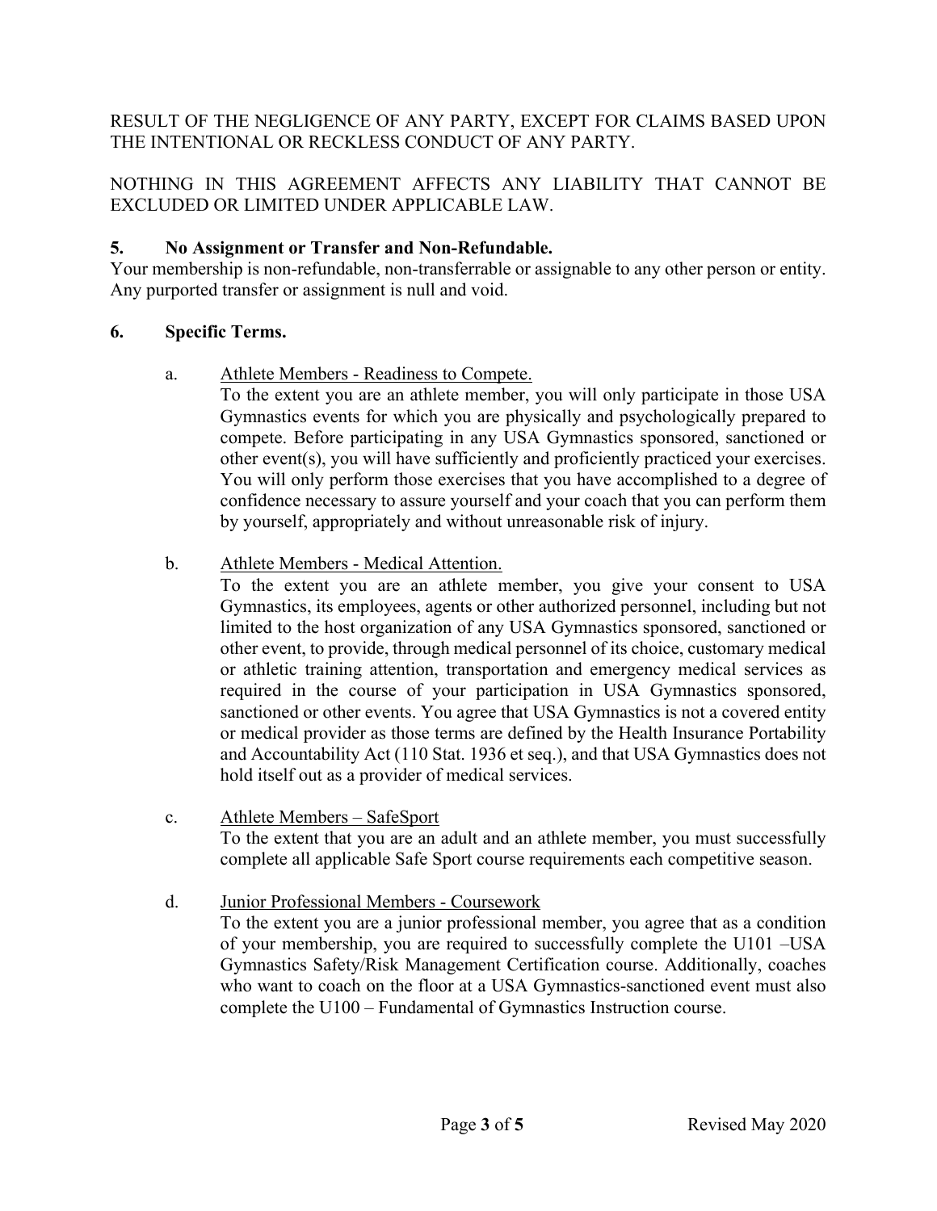RESULT OF THE NEGLIGENCE OF ANY PARTY, EXCEPT FOR CLAIMS BASED UPON THE INTENTIONAL OR RECKLESS CONDUCT OF ANY PARTY.

NOTHING IN THIS AGREEMENT AFFECTS ANY LIABILITY THAT CANNOT BE EXCLUDED OR LIMITED UNDER APPLICABLE LAW.

**5. No Assignment or Transfer and Non-Refundable.**

Your membership is non-refundable, non-transferrable or assignable to any other person or entity. Any purported transfer or assignment is null and void.

**6. Specific Terms.**

a. Athlete Members - Readiness to Compete.

To the extent you are an athlete member, you will only participate in those USA Gymnastics events for which you are physically and psychologically prepared to compete. Before participating in any USA Gymnastics sponsored, sanctioned or other event(s), you will have sufficiently and proficiently practiced your exercises. You will only perform those exercises that you have accomplished to a degree of confidence necessary to assure yourself and your coach that you can perform them by yourself, appropriately and without unreasonable risk of injury.

b. Athlete Members - Medical Attention.

To the extent you are an athlete member, you give your consent to USA Gymnastics, its employees, agents or other authorized personnel, including but not limited to the host organization of any USA Gymnastics sponsored, sanctioned or other event, to provide, through medical personnel of its choice, customary medical or athletic training attention, transportation and emergency medical services as required in the course of your participation in USA Gymnastics sponsored, sanctioned or other events. You agree that USA Gymnastics is not a covered entity or medical provider as those terms are defined by the Health Insurance Portability and Accountability Act (110 Stat. 1936 et seq.), and that USA Gymnastics does not hold itself out as a provider of medical services.

c. Athlete Members – SafeSport

To the extent that you are an adult and an athlete member, you must successfully complete all applicable Safe Sport course requirements each competitive season.

d. Junior Professional Members - Coursework

To the extent you are a junior professional member, you agree that as a condition of your membership, you are required to successfully complete the U101 –USA Gymnastics Safety/Risk Management Certification course. Additionally, coaches who want to coach on the floor at a USA Gymnastics-sanctioned event must also complete the U100 – Fundamental of Gymnastics Instruction course.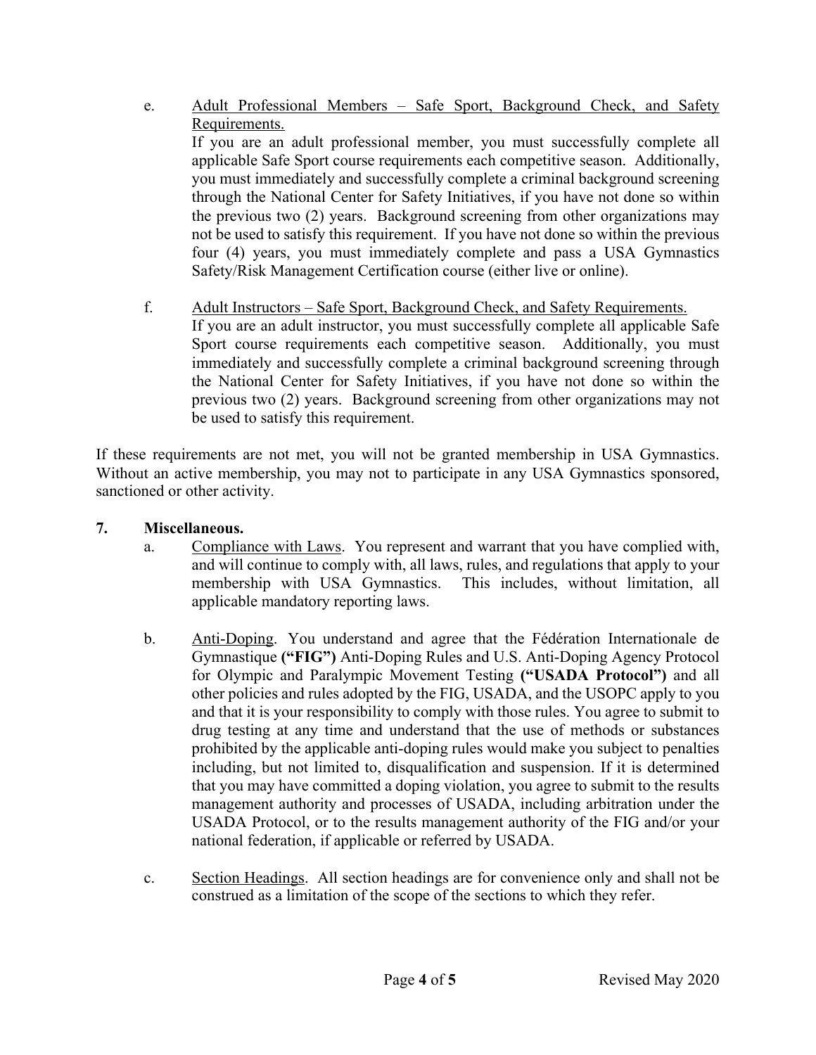e. Adult Professional Members – Safe Sport, Background Check, and Safety Requirements.
If you are an adult professional member, you must successfully complete all applicable Safe Sport course requirements each competitive season. Additionally, you must immediately and successfully complete a criminal background screening through the National Center for Safety Initiatives, if you have not done so within the previous two (2) years. Background screening from other organizations may not be used to satisfy this requirement. If you have not done so within the previous four (4) years, you must immediately complete and pass a USA Gymnastics Safety/Risk Management Certification course (either live or online).

f. Adult Instructors – Safe Sport, Background Check, and Safety Requirements.
If you are an adult instructor, you must successfully complete all applicable Safe Sport course requirements each competitive season. Additionally, you must immediately and successfully complete a criminal background screening through the National Center for Safety Initiatives, if you have not done so within the previous two (2) years. Background screening from other organizations may not be used to satisfy this requirement.

If these requirements are not met, you will not be granted membership in USA Gymnastics. Without an active membership, you may not to participate in any USA Gymnastics sponsored, sanctioned or other activity.

**7. Miscellaneous.**

a. Compliance with Laws. You represent and warrant that you have complied with, and will continue to comply with, all laws, rules, and regulations that apply to your membership with USA Gymnastics. This includes, without limitation, all applicable mandatory reporting laws.

b. Anti-Doping. You understand and agree that the Fédération Internationale de Gymnastique **("FIG")** Anti-Doping Rules and U.S. Anti-Doping Agency Protocol for Olympic and Paralympic Movement Testing **("USADA Protocol")** and all other policies and rules adopted by the FIG, USADA, and the USOPC apply to you and that it is your responsibility to comply with those rules. You agree to submit to drug testing at any time and understand that the use of methods or substances prohibited by the applicable anti-doping rules would make you subject to penalties including, but not limited to, disqualification and suspension. If it is determined that you may have committed a doping violation, you agree to submit to the results management authority and processes of USADA, including arbitration under the USADA Protocol, or to the results management authority of the FIG and/or your national federation, if applicable or referred by USADA.

c. Section Headings. All section headings are for convenience only and shall not be construed as a limitation of the scope of the sections to which they refer.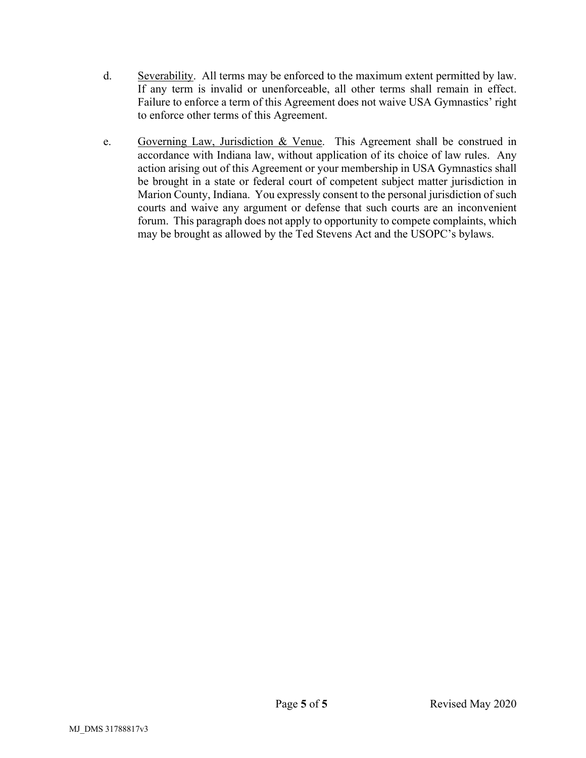d. Severability. All terms may be enforced to the maximum extent permitted by law. If any term is invalid or unenforceable, all other terms shall remain in effect. Failure to enforce a term of this Agreement does not waive USA Gymnastics' right to enforce other terms of this Agreement.

e. Governing Law, Jurisdiction & Venue. This Agreement shall be construed in accordance with Indiana law, without application of its choice of law rules. Any action arising out of this Agreement or your membership in USA Gymnastics shall be brought in a state or federal court of competent subject matter jurisdiction in Marion County, Indiana. You expressly consent to the personal jurisdiction of such courts and waive any argument or defense that such courts are an inconvenient forum. This paragraph does not apply to opportunity to compete complaints, which may be brought as allowed by the Ted Stevens Act and the USOPC's bylaws.